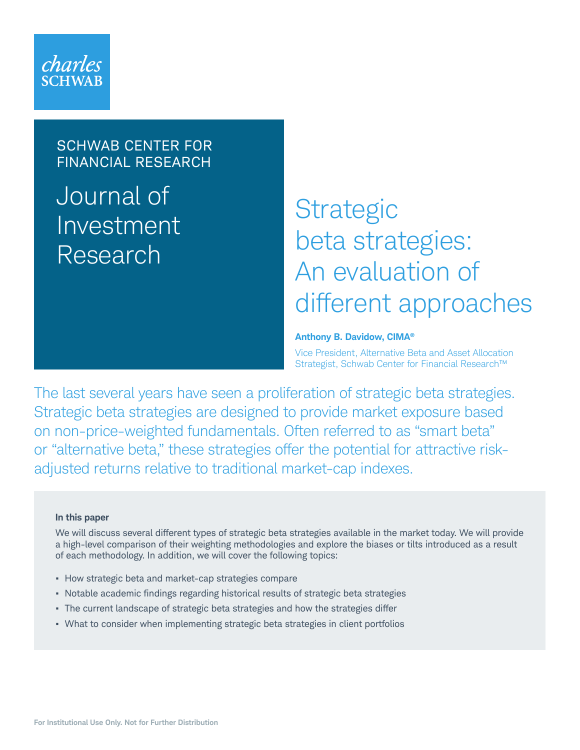charles SCHWAB

SCHWAB CENTER FOR FINANCIAL RESEARCH

Journal of Investment Research

# Strategic beta strategies: An evaluation of different approaches

**Anthony B. Davidow, CIMA®**

Vice President, Alternative Beta and Asset Allocation Strategist, Schwab Center for Financial Research™

The last several years have seen a proliferation of strategic beta strategies. Strategic beta strategies are designed to provide market exposure based on non-price-weighted fundamentals. Often referred to as "smart beta" or "alternative beta," these strategies offer the potential for attractive risk-adjusted returns relative to traditional market-cap indexes.

**In this paper**

We will discuss several different types of strategic beta strategies available in the market today. We will provide a high-level comparison of their weighting methodologies and explore the biases or tilts introduced as a result of each methodology. In addition, we will cover the following topics:

- How strategic beta and market-cap strategies compare
- Notable academic findings regarding historical results of strategic beta strategies
- The current landscape of strategic beta strategies and how the strategies differ
- What to consider when implementing strategic beta strategies in client portfolios

For Institutional Use Only. Not for Further Distribution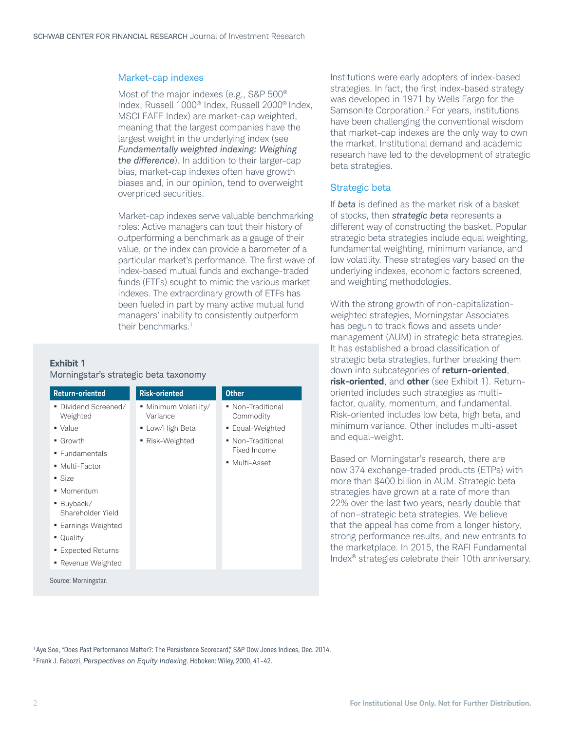## Market-cap indexes

Most of the major indexes (e.g., S&P 500® Index, Russell 1000® Index, Russell 2000® Index, MSCI EAFE Index) are market-cap weighted, meaning that the largest companies have the largest weight in the underlying index (see *Fundamentally weighted indexing: Weighing the difference*). In addition to their larger-cap bias, market-cap indexes often have growth biases and, in our opinion, tend to overweight overpriced securities.

Market-cap indexes serve valuable benchmarking roles: Active managers can tout their history of outperforming a benchmark as a gauge of their value, or the index can provide a barometer of a particular market's performance. The first wave of index-based mutual funds and exchange-traded funds (ETFs) sought to mimic the various market indexes. The extraordinary growth of ETFs has been fueled in part by many active mutual fund managers' inability to consistently outperform their benchmarks.[1]

**Exhibit 1**
Morningstar's strategic beta taxonomy

| Return-oriented | Risk-oriented | Other |
|---|---|---|
| ▪ Dividend Screened/Weighted | ▪ Minimum Volatility/Variance | ▪ Non-Traditional Commodity |
| ▪ Value | ▪ Low/High Beta | ▪ Equal-Weighted |
| ▪ Growth | ▪ Risk-Weighted | ▪ Non-Traditional Fixed Income |
| ▪ Fundamentals | | ▪ Multi-Asset |
| ▪ Multi-Factor | | |
| ▪ Size | | |
| ▪ Momentum | | |
| ▪ Buyback/Shareholder Yield | | |
| ▪ Earnings Weighted | | |
| ▪ Quality | | |
| ▪ Expected Returns | | |
| ▪ Revenue Weighted | | |

Source: Morningstar.

Institutions were early adopters of index-based strategies. In fact, the first index-based strategy was developed in 1971 by Wells Fargo for the Samsonite Corporation.[2] For years, institutions have been challenging the conventional wisdom that market-cap indexes are the only way to own the market. Institutional demand and academic research have led to the development of strategic beta strategies.

## Strategic beta

If *beta* is defined as the market risk of a basket of stocks, then ***strategic beta*** represents a different way of constructing the basket. Popular strategic beta strategies include equal weighting, fundamental weighting, minimum variance, and low volatility. These strategies vary based on the underlying indexes, economic factors screened, and weighting methodologies.

With the strong growth of non-capitalization-weighted strategies, Morningstar Associates has begun to track flows and assets under management (AUM) in strategic beta strategies. It has established a broad classification of strategic beta strategies, further breaking them down into subcategories of **return-oriented**, **risk-oriented**, and **other** (see Exhibit 1). Return-oriented includes such strategies as multi-factor, quality, momentum, and fundamental. Risk-oriented includes low beta, high beta, and minimum variance. Other includes multi-asset and equal-weight.

Based on Morningstar's research, there are now 374 exchange-traded products (ETPs) with more than $400 billion in AUM. Strategic beta strategies have grown at a rate of more than 22% over the last two years, nearly double that of non–strategic beta strategies. We believe that the appeal has come from a longer history, strong performance results, and new entrants to the marketplace. In 2015, the RAFI Fundamental Index® strategies celebrate their 10th anniversary.

[1] Aye Soe, "Does Past Performance Matter?: The Persistence Scorecard," S&P Dow Jones Indices, Dec. 2014.

[2] Frank J. Fabozzi, *Perspectives on Equity Indexing*. Hoboken: Wiley, 2000, 41–42.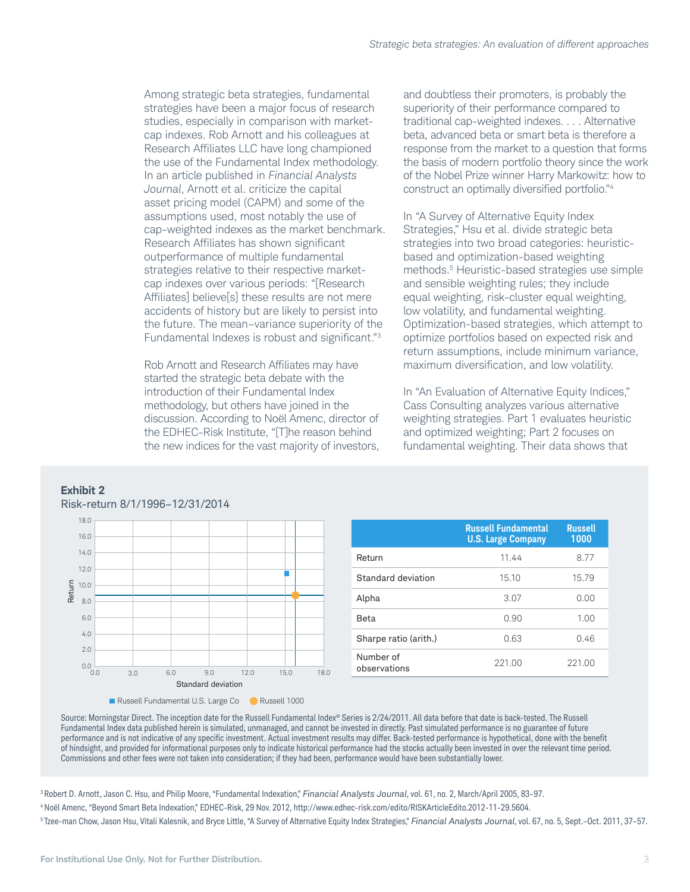Among strategic beta strategies, fundamental strategies have been a major focus of research studies, especially in comparison with market-cap indexes. Rob Arnott and his colleagues at Research Affiliates LLC have long championed the use of the Fundamental Index methodology. In an article published in *Financial Analysts Journal*, Arnott et al. criticize the capital asset pricing model (CAPM) and some of the assumptions used, most notably the use of cap-weighted indexes as the market benchmark. Research Affiliates has shown significant outperformance of multiple fundamental strategies relative to their respective market-cap indexes over various periods: "[Research Affiliates] believe[s] these results are not mere accidents of history but are likely to persist into the future. The mean–variance superiority of the Fundamental Indexes is robust and significant."[3]

Rob Arnott and Research Affiliates may have started the strategic beta debate with the introduction of their Fundamental Index methodology, but others have joined in the discussion. According to Noël Amenc, director of the EDHEC-Risk Institute, "[T]he reason behind the new indices for the vast majority of investors, and doubtless their promoters, is probably the superiority of their performance compared to traditional cap-weighted indexes. . . . Alternative beta, advanced beta or smart beta is therefore a response from the market to a question that forms the basis of modern portfolio theory since the work of the Nobel Prize winner Harry Markowitz: how to construct an optimally diversified portfolio."[4]

In "A Survey of Alternative Equity Index Strategies," Hsu et al. divide strategic beta strategies into two broad categories: heuristic-based and optimization-based weighting methods.[5] Heuristic-based strategies use simple and sensible weighting rules; they include equal weighting, risk-cluster equal weighting, low volatility, and fundamental weighting. Optimization-based strategies, which attempt to optimize portfolios based on expected risk and return assumptions, include minimum variance, maximum diversification, and low volatility.

In "An Evaluation of Alternative Equity Indices," Cass Consulting analyzes various alternative weighting strategies. Part 1 evaluates heuristic and optimized weighting; Part 2 focuses on fundamental weighting. Their data shows that

**Exhibit 2**

Risk-return 8/1/1996–12/31/2014

| | Russell Fundamental U.S. Large Company | Russell 1000 |
|---|---|---|
| Return | 11.44 | 8.77 |
| Standard deviation | 15.10 | 15.79 |
| Alpha | 3.07 | 0.00 |
| Beta | 0.90 | 1.00 |
| Sharpe ratio (arith.) | 0.63 | 0.46 |
| Number of observations | 221.00 | 221.00 |

Source: Morningstar Direct. The inception date for the Russell Fundamental Index® Series is 2/24/2011. All data before that date is back-tested. The Russell Fundamental Index data published herein is simulated, unmanaged, and cannot be invested in directly. Past simulated performance is no guarantee of future performance and is not indicative of any specific investment. Actual investment results may differ. Back-tested performance is hypothetical, done with the benefit of hindsight, and provided for informational purposes only to indicate historical performance had the stocks actually been invested in over the relevant time period. Commissions and other fees were not taken into consideration; if they had been, performance would have been substantially lower.

[3] Robert D. Arnott, Jason C. Hsu, and Philip Moore, "Fundamental Indexation," *Financial Analysts Journal*, vol. 61, no. 2, March/April 2005, 83–97.

[4] Noël Amenc, "Beyond Smart Beta Indexation," EDHEC-Risk, 29 Nov. 2012, http://www.edhec-risk.com/edito/RISKArticleEdito.2012-11-29.5604.

[5] Tzee-man Chow, Jason Hsu, Vitali Kalesnik, and Bryce Little, "A Survey of Alternative Equity Index Strategies," *Financial Analysts Journal*, vol. 67, no. 5, Sept.–Oct. 2011, 37–57.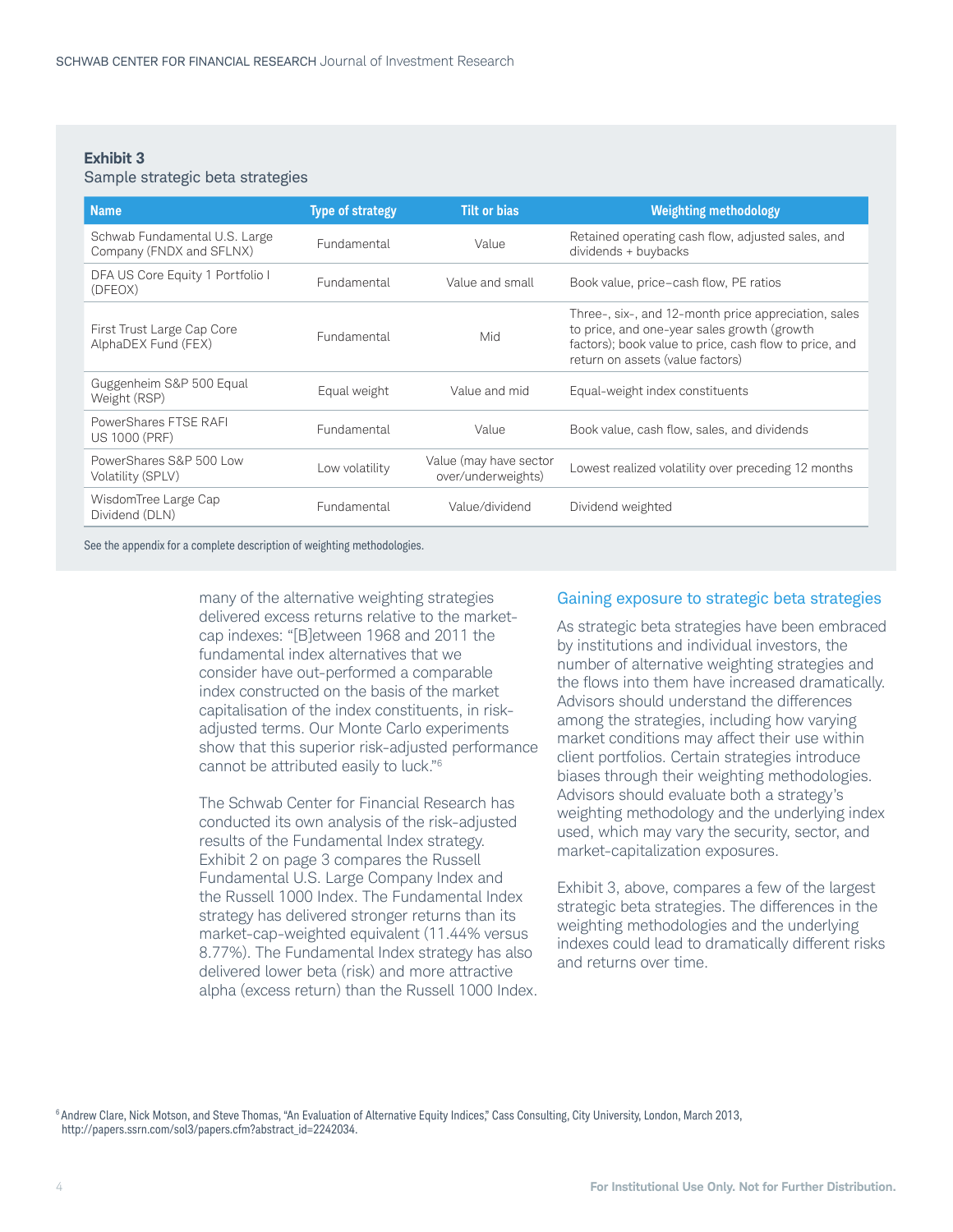**Exhibit 3**
Sample strategic beta strategies

| Name | Type of strategy | Tilt or bias | Weighting methodology |
|---|---|---|---|
| Schwab Fundamental U.S. Large Company (FNDX and SFLNX) | Fundamental | Value | Retained operating cash flow, adjusted sales, and dividends + buybacks |
| DFA US Core Equity 1 Portfolio I (DFEOX) | Fundamental | Value and small | Book value, price–cash flow, PE ratios |
| First Trust Large Cap Core AlphaDEX Fund (FEX) | Fundamental | Mid | Three-, six-, and 12-month price appreciation, sales to price, and one-year sales growth (growth factors); book value to price, cash flow to price, and return on assets (value factors) |
| Guggenheim S&P 500 Equal Weight (RSP) | Equal weight | Value and mid | Equal-weight index constituents |
| PowerShares FTSE RAFI US 1000 (PRF) | Fundamental | Value | Book value, cash flow, sales, and dividends |
| PowerShares S&P 500 Low Volatility (SPLV) | Low volatility | Value (may have sector over/underweights) | Lowest realized volatility over preceding 12 months |
| WisdomTree Large Cap Dividend (DLN) | Fundamental | Value/dividend | Dividend weighted |

See the appendix for a complete description of weighting methodologies.

many of the alternative weighting strategies delivered excess returns relative to the market-cap indexes: "[B]etween 1968 and 2011 the fundamental index alternatives that we consider have out-performed a comparable index constructed on the basis of the market capitalisation of the index constituents, in risk-adjusted terms. Our Monte Carlo experiments show that this superior risk-adjusted performance cannot be attributed easily to luck."[6]

The Schwab Center for Financial Research has conducted its own analysis of the risk-adjusted results of the Fundamental Index strategy. Exhibit 2 on page 3 compares the Russell Fundamental U.S. Large Company Index and the Russell 1000 Index. The Fundamental Index strategy has delivered stronger returns than its market-cap-weighted equivalent (11.44% versus 8.77%). The Fundamental Index strategy has also delivered lower beta (risk) and more attractive alpha (excess return) than the Russell 1000 Index.

## Gaining exposure to strategic beta strategies

As strategic beta strategies have been embraced by institutions and individual investors, the number of alternative weighting strategies and the flows into them have increased dramatically. Advisors should understand the differences among the strategies, including how varying market conditions may affect their use within client portfolios. Certain strategies introduce biases through their weighting methodologies. Advisors should evaluate both a strategy's weighting methodology and the underlying index used, which may vary the security, sector, and market-capitalization exposures.

Exhibit 3, above, compares a few of the largest strategic beta strategies. The differences in the weighting methodologies and the underlying indexes could lead to dramatically different risks and returns over time.

[6] Andrew Clare, Nick Motson, and Steve Thomas, "An Evaluation of Alternative Equity Indices," Cass Consulting, City University, London, March 2013, http://papers.ssrn.com/sol3/papers.cfm?abstract_id=2242034.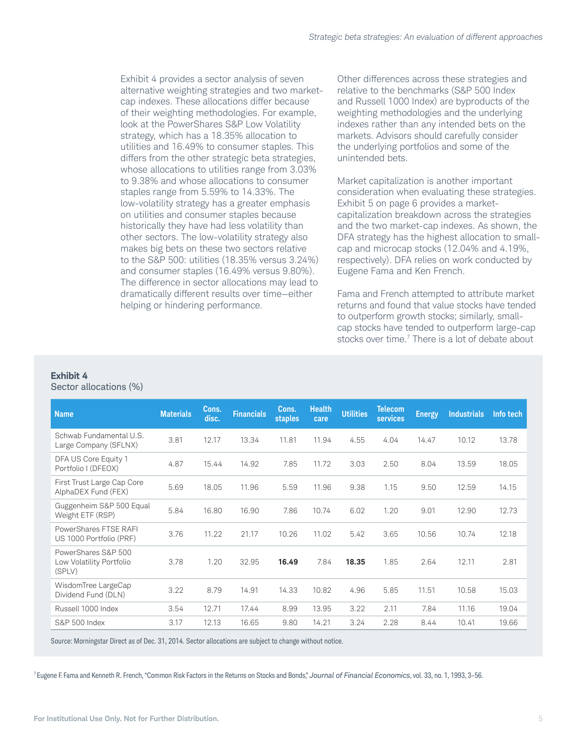Exhibit 4 provides a sector analysis of seven alternative weighting strategies and two market-cap indexes. These allocations differ because of their weighting methodologies. For example, look at the PowerShares S&P Low Volatility strategy, which has a 18.35% allocation to utilities and 16.49% to consumer staples. This differs from the other strategic beta strategies, whose allocations to utilities range from 3.03% to 9.38% and whose allocations to consumer staples range from 5.59% to 14.33%. The low-volatility strategy has a greater emphasis on utilities and consumer staples because historically they have had less volatility than other sectors. The low-volatility strategy also makes big bets on these two sectors relative to the S&P 500: utilities (18.35% versus 3.24%) and consumer staples (16.49% versus 9.80%). The difference in sector allocations may lead to dramatically different results over time—either helping or hindering performance.

Other differences across these strategies and relative to the benchmarks (S&P 500 Index and Russell 1000 Index) are byproducts of the weighting methodologies and the underlying indexes rather than any intended bets on the markets. Advisors should carefully consider the underlying portfolios and some of the unintended bets.

Market capitalization is another important consideration when evaluating these strategies. Exhibit 5 on page 6 provides a market-capitalization breakdown across the strategies and the two market-cap indexes. As shown, the DFA strategy has the highest allocation to small-cap and microcap stocks (12.04% and 4.19%, respectively). DFA relies on work conducted by Eugene Fama and Ken French.

Fama and French attempted to attribute market returns and found that value stocks have tended to outperform growth stocks; similarly, small-cap stocks have tended to outperform large-cap stocks over time.[7] There is a lot of debate about

**Exhibit 4**
Sector allocations (%)

| Name | Materials | Cons. disc. | Financials | Cons. staples | Health care | Utilities | Telecom services | Energy | Industrials | Info tech |
|---|---|---|---|---|---|---|---|---|---|---|
| Schwab Fundamental U.S. Large Company (SFLNX) | 3.81 | 12.17 | 13.34 | 11.81 | 11.94 | 4.55 | 4.04 | 14.47 | 10.12 | 13.78 |
| DFA US Core Equity 1 Portfolio I (DFEOX) | 4.87 | 15.44 | 14.92 | 7.85 | 11.72 | 3.03 | 2.50 | 8.04 | 13.59 | 18.05 |
| First Trust Large Cap Core AlphaDEX Fund (FEX) | 5.69 | 18.05 | 11.96 | 5.59 | 11.96 | 9.38 | 1.15 | 9.50 | 12.59 | 14.15 |
| Guggenheim S&P 500 Equal Weight ETF (RSP) | 5.84 | 16.80 | 16.90 | 7.86 | 10.74 | 6.02 | 1.20 | 9.01 | 12.90 | 12.73 |
| PowerShares FTSE RAFI US 1000 Portfolio (PRF) | 3.76 | 11.22 | 21.17 | 10.26 | 11.02 | 5.42 | 3.65 | 10.56 | 10.74 | 12.18 |
| PowerShares S&P 500 Low Volatility Portfolio (SPLV) | 3.78 | 1.20 | 32.95 | **16.49** | 7.84 | **18.35** | 1.85 | 2.64 | 12.11 | 2.81 |
| WisdomTree LargeCap Dividend Fund (DLN) | 3.22 | 8.79 | 14.91 | 14.33 | 10.82 | 4.96 | 5.85 | 11.51 | 10.58 | 15.03 |
| Russell 1000 Index | 3.54 | 12.71 | 17.44 | 8.99 | 13.95 | 3.22 | 2.11 | 7.84 | 11.16 | 19.04 |
| S&P 500 Index | 3.17 | 12.13 | 16.65 | 9.80 | 14.21 | 3.24 | 2.28 | 8.44 | 10.41 | 19.66 |

Source: Morningstar Direct as of Dec. 31, 2014. Sector allocations are subject to change without notice.

[7] Eugene F. Fama and Kenneth R. French, "Common Risk Factors in the Returns on Stocks and Bonds," *Journal of Financial Economics*, vol. 33, no. 1, 1993, 3–56.

For Institutional Use Only. Not for Further Distribution.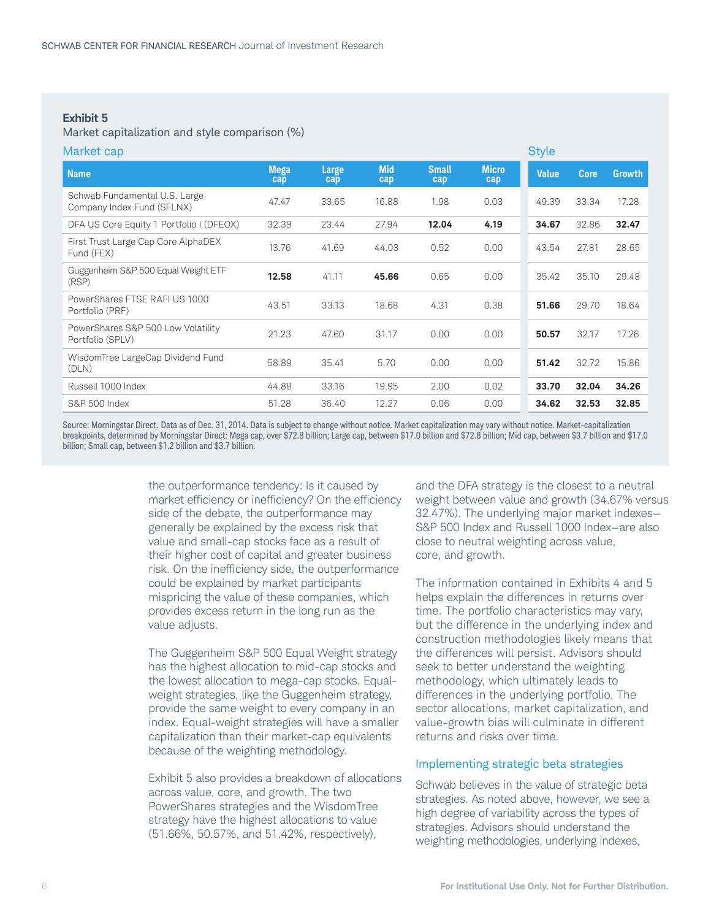**Exhibit 5**

Market capitalization and style comparison (%)

| | Market cap | | | | | Style | | |
|---|---|---|---|---|---|---|---|---|
| **Name** | **Mega cap** | **Large cap** | **Mid cap** | **Small cap** | **Micro cap** | **Value** | **Core** | **Growth** |
| Schwab Fundamental U.S. Large Company Index Fund (SFLNX) | 47.47 | 33.65 | 16.88 | 1.98 | 0.03 | 49.39 | 33.34 | 17.28 |
| DFA US Core Equity 1 Portfolio I (DFEOX) | 32.39 | 23.44 | 27.94 | **12.04** | **4.19** | **34.67** | 32.86 | **32.47** |
| First Trust Large Cap Core AlphaDEX Fund (FEX) | 13.76 | 41.69 | 44.03 | 0.52 | 0.00 | 43.54 | 27.81 | 28.65 |
| Guggenheim S&P 500 Equal Weight ETF (RSP) | **12.58** | 41.11 | **45.66** | 0.65 | 0.00 | 35.42 | 35.10 | 29.48 |
| PowerShares FTSE RAFI US 1000 Portfolio (PRF) | 43.51 | 33.13 | 18.68 | 4.31 | 0.38 | **51.66** | 29.70 | 18.64 |
| PowerShares S&P 500 Low Volatility Portfolio (SPLV) | 21.23 | 47.60 | 31.17 | 0.00 | 0.00 | **50.57** | 32.17 | 17.26 |
| WisdomTree LargeCap Dividend Fund (DLN) | 58.89 | 35.41 | 5.70 | 0.00 | 0.00 | **51.42** | 32.72 | 15.86 |
| Russell 1000 Index | 44.88 | 33.16 | 19.95 | 2.00 | 0.02 | **33.70** | **32.04** | **34.26** |
| S&P 500 Index | 51.28 | 36.40 | 12.27 | 0.06 | 0.00 | **34.62** | **32.53** | **32.85** |

Source: Morningstar Direct. Data as of Dec. 31, 2014. Data is subject to change without notice. Market capitalization may vary without notice. Market-capitalization breakpoints, determined by Morningstar Direct: Mega cap, over $72.8 billion; Large cap, between $17.0 billion and $72.8 billion; Mid cap, between $3.7 billion and $17.0 billion; Small cap, between $1.2 billion and $3.7 billion.

the outperformance tendency: Is it caused by market efficiency or inefficiency? On the efficiency side of the debate, the outperformance may generally be explained by the excess risk that value and small-cap stocks face as a result of their higher cost of capital and greater business risk. On the inefficiency side, the outperformance could be explained by market participants mispricing the value of these companies, which provides excess return in the long run as the value adjusts.

The Guggenheim S&P 500 Equal Weight strategy has the highest allocation to mid-cap stocks and the lowest allocation to mega-cap stocks. Equal-weight strategies, like the Guggenheim strategy, provide the same weight to every company in an index. Equal-weight strategies will have a smaller capitalization than their market-cap equivalents because of the weighting methodology.

Exhibit 5 also provides a breakdown of allocations across value, core, and growth. The two PowerShares strategies and the WisdomTree strategy have the highest allocations to value (51.66%, 50.57%, and 51.42%, respectively), and the DFA strategy is the closest to a neutral weight between value and growth (34.67% versus 32.47%). The underlying major market indexes—S&P 500 Index and Russell 1000 Index—are also close to neutral weighting across value, core, and growth.

The information contained in Exhibits 4 and 5 helps explain the differences in returns over time. The portfolio characteristics may vary, but the difference in the underlying index and construction methodologies likely means that the differences will persist. Advisors should seek to better understand the weighting methodology, which ultimately leads to differences in the underlying portfolio. The sector allocations, market capitalization, and value-growth bias will culminate in different returns and risks over time.

## Implementing strategic beta strategies

Schwab believes in the value of strategic beta strategies. As noted above, however, we see a high degree of variability across the types of strategies. Advisors should understand the weighting methodologies, underlying indexes,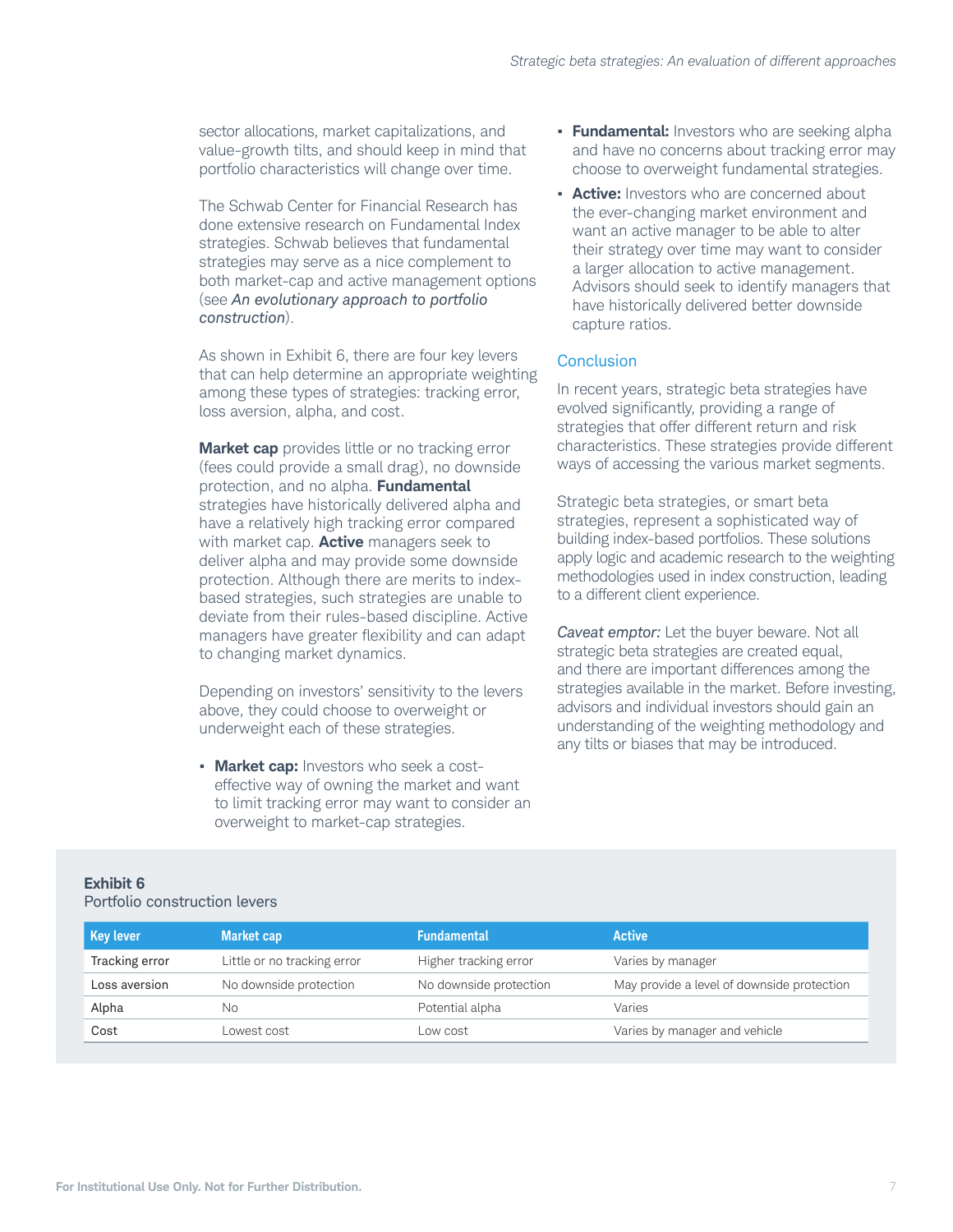sector allocations, market capitalizations, and value-growth tilts, and should keep in mind that portfolio characteristics will change over time.

The Schwab Center for Financial Research has done extensive research on Fundamental Index strategies. Schwab believes that fundamental strategies may serve as a nice complement to both market-cap and active management options (see *An evolutionary approach to portfolio construction*).

As shown in Exhibit 6, there are four key levers that can help determine an appropriate weighting among these types of strategies: tracking error, loss aversion, alpha, and cost.

**Market cap** provides little or no tracking error (fees could provide a small drag), no downside protection, and no alpha. **Fundamental** strategies have historically delivered alpha and have a relatively high tracking error compared with market cap. **Active** managers seek to deliver alpha and may provide some downside protection. Although there are merits to index-based strategies, such strategies are unable to deviate from their rules-based discipline. Active managers have greater flexibility and can adapt to changing market dynamics.

Depending on investors' sensitivity to the levers above, they could choose to overweight or underweight each of these strategies.

- **Market cap:** Investors who seek a cost-effective way of owning the market and want to limit tracking error may want to consider an overweight to market-cap strategies.
- **Fundamental:** Investors who are seeking alpha and have no concerns about tracking error may choose to overweight fundamental strategies.
- **Active:** Investors who are concerned about the ever-changing market environment and want an active manager to be able to alter their strategy over time may want to consider a larger allocation to active management. Advisors should seek to identify managers that have historically delivered better downside capture ratios.

## Conclusion

In recent years, strategic beta strategies have evolved significantly, providing a range of strategies that offer different return and risk characteristics. These strategies provide different ways of accessing the various market segments.

Strategic beta strategies, or smart beta strategies, represent a sophisticated way of building index-based portfolios. These solutions apply logic and academic research to the weighting methodologies used in index construction, leading to a different client experience.

*Caveat emptor:* Let the buyer beware. Not all strategic beta strategies are created equal, and there are important differences among the strategies available in the market. Before investing, advisors and individual investors should gain an understanding of the weighting methodology and any tilts or biases that may be introduced.

**Exhibit 6**
Portfolio construction levers

| Key lever | Market cap | Fundamental | Active |
|---|---|---|---|
| Tracking error | Little or no tracking error | Higher tracking error | Varies by manager |
| Loss aversion | No downside protection | No downside protection | May provide a level of downside protection |
| Alpha | No | Potential alpha | Varies |
| Cost | Lowest cost | Low cost | Varies by manager and vehicle |

For Institutional Use Only. Not for Further Distribution.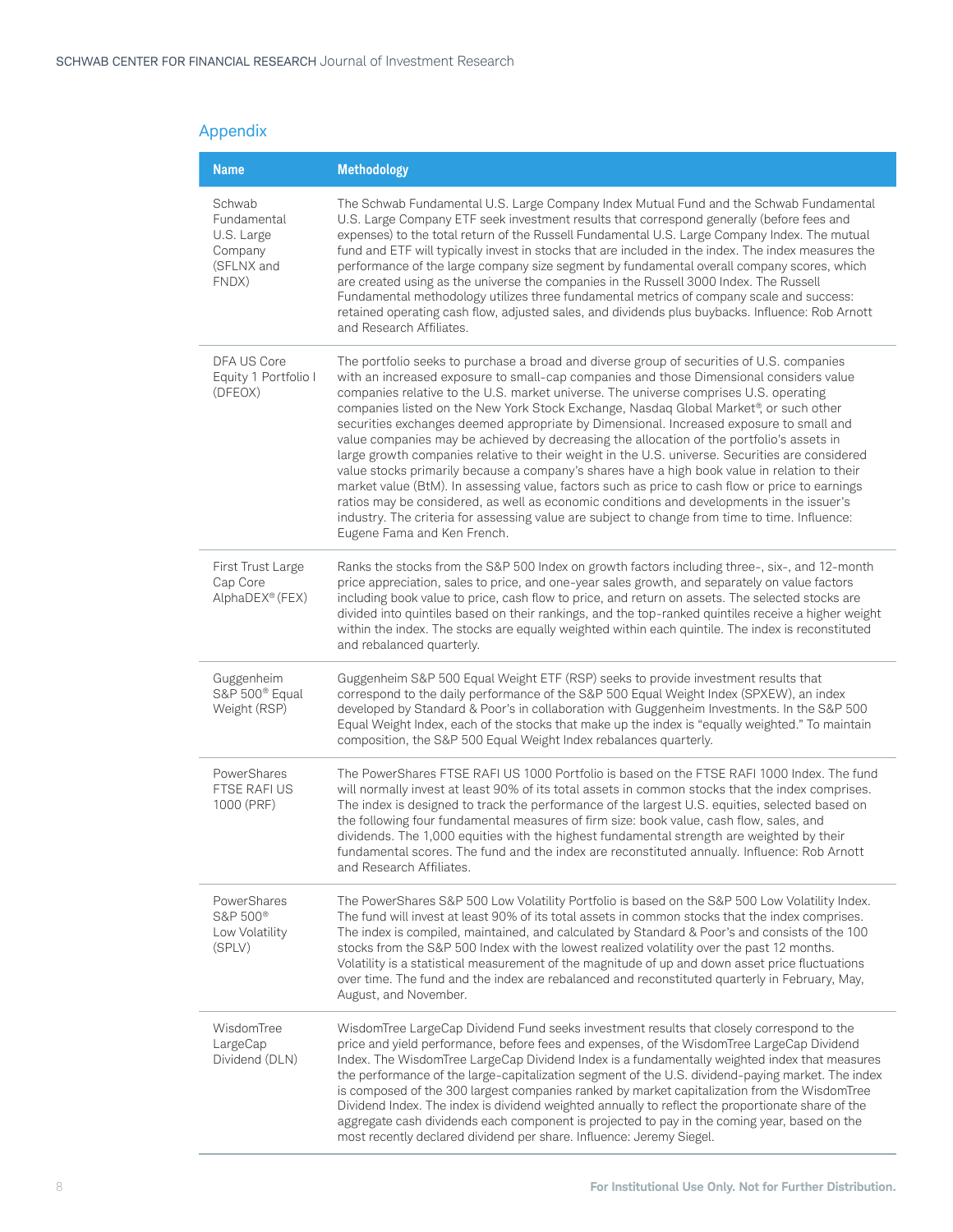## Appendix

| Name | Methodology |
|---|---|
| Schwab Fundamental U.S. Large Company (SFLNX and FNDX) | The Schwab Fundamental U.S. Large Company Index Mutual Fund and the Schwab Fundamental U.S. Large Company ETF seek investment results that correspond generally (before fees and expenses) to the total return of the Russell Fundamental U.S. Large Company Index. The mutual fund and ETF will typically invest in stocks that are included in the index. The index measures the performance of the large company size segment by fundamental overall company scores, which are created using as the universe the companies in the Russell 3000 Index. The Russell Fundamental methodology utilizes three fundamental metrics of company scale and success: retained operating cash flow, adjusted sales, and dividends plus buybacks. Influence: Rob Arnott and Research Affiliates. |
| DFA US Core Equity 1 Portfolio I (DFEOX) | The portfolio seeks to purchase a broad and diverse group of securities of U.S. companies with an increased exposure to small-cap companies and those Dimensional considers value companies relative to the U.S. market universe. The universe comprises U.S. operating companies listed on the New York Stock Exchange, Nasdaq Global Market®, or such other securities exchanges deemed appropriate by Dimensional. Increased exposure to small and value companies may be achieved by decreasing the allocation of the portfolio's assets in large growth companies relative to their weight in the U.S. universe. Securities are considered value stocks primarily because a company's shares have a high book value in relation to their market value (BtM). In assessing value, factors such as price to cash flow or price to earnings ratios may be considered, as well as economic conditions and developments in the issuer's industry. The criteria for assessing value are subject to change from time to time. Influence: Eugene Fama and Ken French. |
| First Trust Large Cap Core AlphaDEX® (FEX) | Ranks the stocks from the S&P 500 Index on growth factors including three-, six-, and 12-month price appreciation, sales to price, and one-year sales growth, and separately on value factors including book value to price, cash flow to price, and return on assets. The selected stocks are divided into quintiles based on their rankings, and the top-ranked quintiles receive a higher weight within the index. The stocks are equally weighted within each quintile. The index is reconstituted and rebalanced quarterly. |
| Guggenheim S&P 500® Equal Weight (RSP) | Guggenheim S&P 500 Equal Weight ETF (RSP) seeks to provide investment results that correspond to the daily performance of the S&P 500 Equal Weight Index (SPXEW), an index developed by Standard & Poor's in collaboration with Guggenheim Investments. In the S&P 500 Equal Weight Index, each of the stocks that make up the index is "equally weighted." To maintain composition, the S&P 500 Equal Weight Index rebalances quarterly. |
| PowerShares FTSE RAFI US 1000 (PRF) | The PowerShares FTSE RAFI US 1000 Portfolio is based on the FTSE RAFI 1000 Index. The fund will normally invest at least 90% of its total assets in common stocks that the index comprises. The index is designed to track the performance of the largest U.S. equities, selected based on the following four fundamental measures of firm size: book value, cash flow, sales, and dividends. The 1,000 equities with the highest fundamental strength are weighted by their fundamental scores. The fund and the index are reconstituted annually. Influence: Rob Arnott and Research Affiliates. |
| PowerShares S&P 500® Low Volatility (SPLV) | The PowerShares S&P 500 Low Volatility Portfolio is based on the S&P 500 Low Volatility Index. The fund will invest at least 90% of its total assets in common stocks that the index comprises. The index is compiled, maintained, and calculated by Standard & Poor's and consists of the 100 stocks from the S&P 500 Index with the lowest realized volatility over the past 12 months. Volatility is a statistical measurement of the magnitude of up and down asset price fluctuations over time. The fund and the index are rebalanced and reconstituted quarterly in February, May, August, and November. |
| WisdomTree LargeCap Dividend (DLN) | WisdomTree LargeCap Dividend Fund seeks investment results that closely correspond to the price and yield performance, before fees and expenses, of the WisdomTree LargeCap Dividend Index. The WisdomTree LargeCap Dividend Index is a fundamentally weighted index that measures the performance of the large-capitalization segment of the U.S. dividend-paying market. The index is composed of the 300 largest companies ranked by market capitalization from the WisdomTree Dividend Index. The index is dividend weighted annually to reflect the proportionate share of the aggregate cash dividends each component is projected to pay in the coming year, based on the most recently declared dividend per share. Influence: Jeremy Siegel. |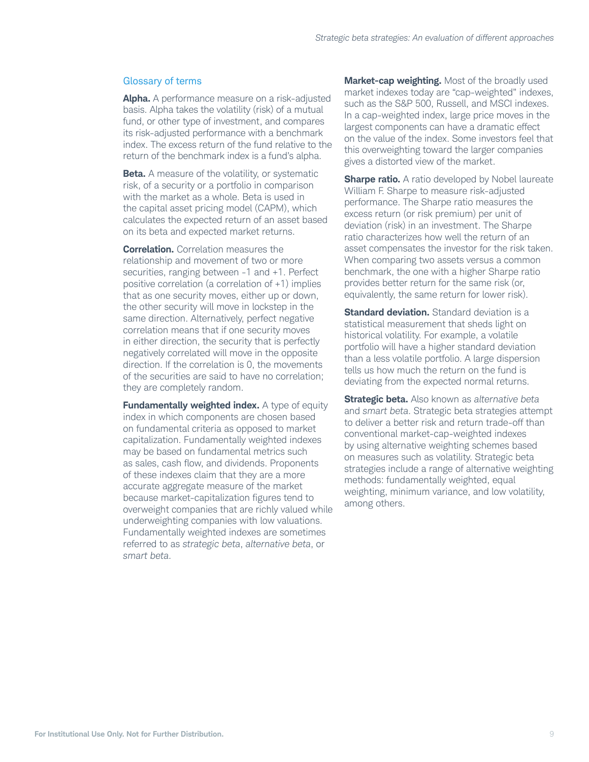## Glossary of terms

**Alpha.** A performance measure on a risk-adjusted basis. Alpha takes the volatility (risk) of a mutual fund, or other type of investment, and compares its risk-adjusted performance with a benchmark index. The excess return of the fund relative to the return of the benchmark index is a fund's alpha.

**Beta.** A measure of the volatility, or systematic risk, of a security or a portfolio in comparison with the market as a whole. Beta is used in the capital asset pricing model (CAPM), which calculates the expected return of an asset based on its beta and expected market returns.

**Correlation.** Correlation measures the relationship and movement of two or more securities, ranging between -1 and +1. Perfect positive correlation (a correlation of +1) implies that as one security moves, either up or down, the other security will move in lockstep in the same direction. Alternatively, perfect negative correlation means that if one security moves in either direction, the security that is perfectly negatively correlated will move in the opposite direction. If the correlation is 0, the movements of the securities are said to have no correlation; they are completely random.

**Fundamentally weighted index.** A type of equity index in which components are chosen based on fundamental criteria as opposed to market capitalization. Fundamentally weighted indexes may be based on fundamental metrics such as sales, cash flow, and dividends. Proponents of these indexes claim that they are a more accurate aggregate measure of the market because market-capitalization figures tend to overweight companies that are richly valued while underweighting companies with low valuations. Fundamentally weighted indexes are sometimes referred to as *strategic beta*, *alternative beta*, or *smart beta*.

**Market-cap weighting.** Most of the broadly used market indexes today are "cap-weighted" indexes, such as the S&P 500, Russell, and MSCI indexes. In a cap-weighted index, large price moves in the largest components can have a dramatic effect on the value of the index. Some investors feel that this overweighting toward the larger companies gives a distorted view of the market.

**Sharpe ratio.** A ratio developed by Nobel laureate William F. Sharpe to measure risk-adjusted performance. The Sharpe ratio measures the excess return (or risk premium) per unit of deviation (risk) in an investment. The Sharpe ratio characterizes how well the return of an asset compensates the investor for the risk taken. When comparing two assets versus a common benchmark, the one with a higher Sharpe ratio provides better return for the same risk (or, equivalently, the same return for lower risk).

**Standard deviation.** Standard deviation is a statistical measurement that sheds light on historical volatility. For example, a volatile portfolio will have a higher standard deviation than a less volatile portfolio. A large dispersion tells us how much the return on the fund is deviating from the expected normal returns.

**Strategic beta.** Also known as *alternative beta* and *smart beta*. Strategic beta strategies attempt to deliver a better risk and return trade-off than conventional market-cap-weighted indexes by using alternative weighting schemes based on measures such as volatility. Strategic beta strategies include a range of alternative weighting methods: fundamentally weighted, equal weighting, minimum variance, and low volatility, among others.

For Institutional Use Only. Not for Further Distribution.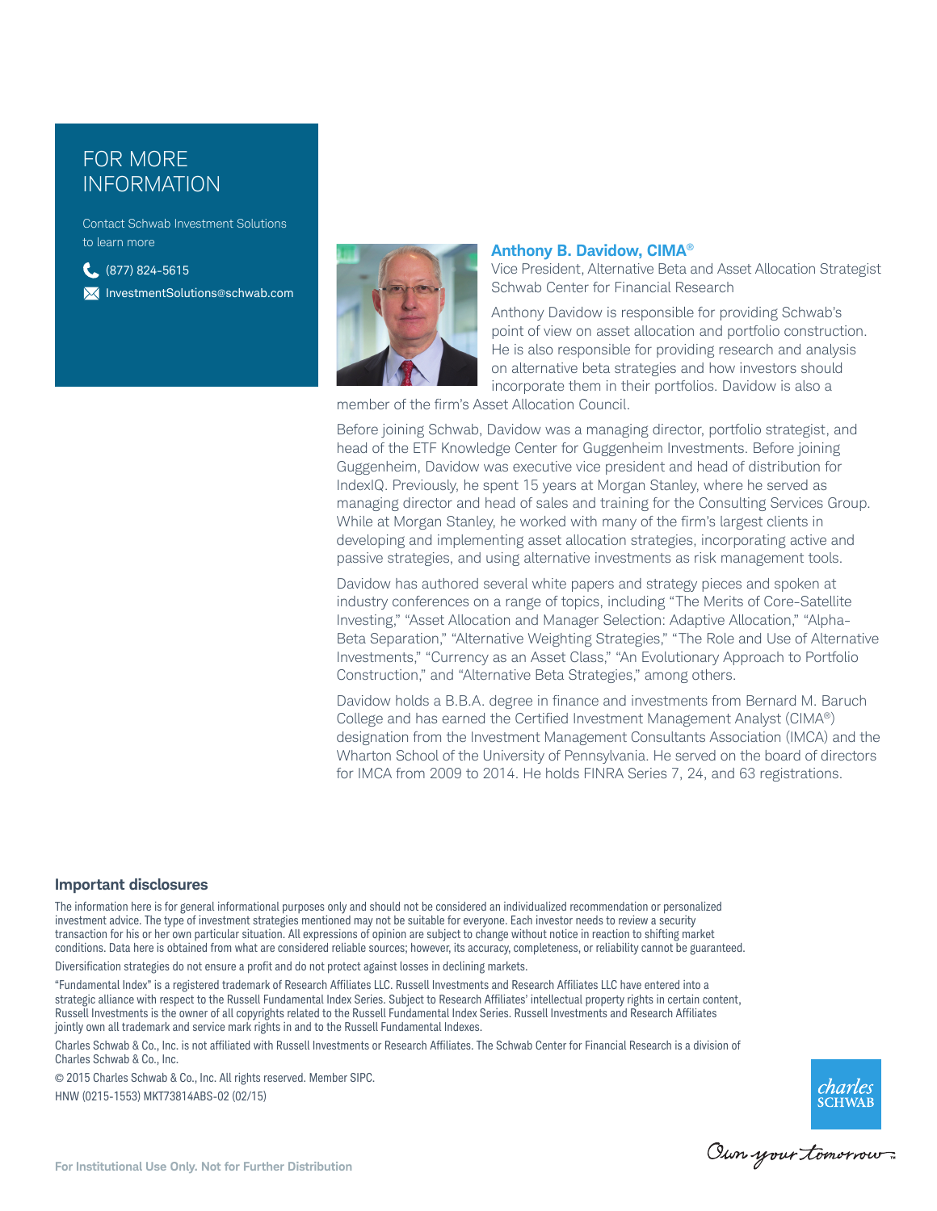## FOR MORE INFORMATION

Contact Schwab Investment Solutions to learn more

(877) 824-5615

InvestmentSolutions@schwab.com

**Anthony B. Davidow, CIMA®**
Vice President, Alternative Beta and Asset Allocation Strategist
Schwab Center for Financial Research

Anthony Davidow is responsible for providing Schwab's point of view on asset allocation and portfolio construction. He is also responsible for providing research and analysis on alternative beta strategies and how investors should incorporate them in their portfolios. Davidow is also a member of the firm's Asset Allocation Council.

Before joining Schwab, Davidow was a managing director, portfolio strategist, and head of the ETF Knowledge Center for Guggenheim Investments. Before joining Guggenheim, Davidow was executive vice president and head of distribution for IndexIQ. Previously, he spent 15 years at Morgan Stanley, where he served as managing director and head of sales and training for the Consulting Services Group. While at Morgan Stanley, he worked with many of the firm's largest clients in developing and implementing asset allocation strategies, incorporating active and passive strategies, and using alternative investments as risk management tools.

Davidow has authored several white papers and strategy pieces and spoken at industry conferences on a range of topics, including "The Merits of Core-Satellite Investing," "Asset Allocation and Manager Selection: Adaptive Allocation," "Alpha-Beta Separation," "Alternative Weighting Strategies," "The Role and Use of Alternative Investments," "Currency as an Asset Class," "An Evolutionary Approach to Portfolio Construction," and "Alternative Beta Strategies," among others.

Davidow holds a B.B.A. degree in finance and investments from Bernard M. Baruch College and has earned the Certified Investment Management Analyst (CIMA®) designation from the Investment Management Consultants Association (IMCA) and the Wharton School of the University of Pennsylvania. He served on the board of directors for IMCA from 2009 to 2014. He holds FINRA Series 7, 24, and 63 registrations.

### Important disclosures

The information here is for general informational purposes only and should not be considered an individualized recommendation or personalized investment advice. The type of investment strategies mentioned may not be suitable for everyone. Each investor needs to review a security transaction for his or her own particular situation. All expressions of opinion are subject to change without notice in reaction to shifting market conditions. Data here is obtained from what are considered reliable sources; however, its accuracy, completeness, or reliability cannot be guaranteed.

Diversification strategies do not ensure a profit and do not protect against losses in declining markets.

"Fundamental Index" is a registered trademark of Research Affiliates LLC. Russell Investments and Research Affiliates LLC have entered into a strategic alliance with respect to the Russell Fundamental Index Series. Subject to Research Affiliates' intellectual property rights in certain content, Russell Investments is the owner of all copyrights related to the Russell Fundamental Index Series. Russell Investments and Research Affiliates jointly own all trademark and service mark rights in and to the Russell Fundamental Indexes.

Charles Schwab & Co., Inc. is not affiliated with Russell Investments or Research Affiliates. The Schwab Center for Financial Research is a division of Charles Schwab & Co., Inc.

© 2015 Charles Schwab & Co., Inc. All rights reserved. Member SIPC.
HNW (0215-1553) MKT73814ABS-02 (02/15)

charles SCHWAB

Own your tomorrow.

For Institutional Use Only. Not for Further Distribution